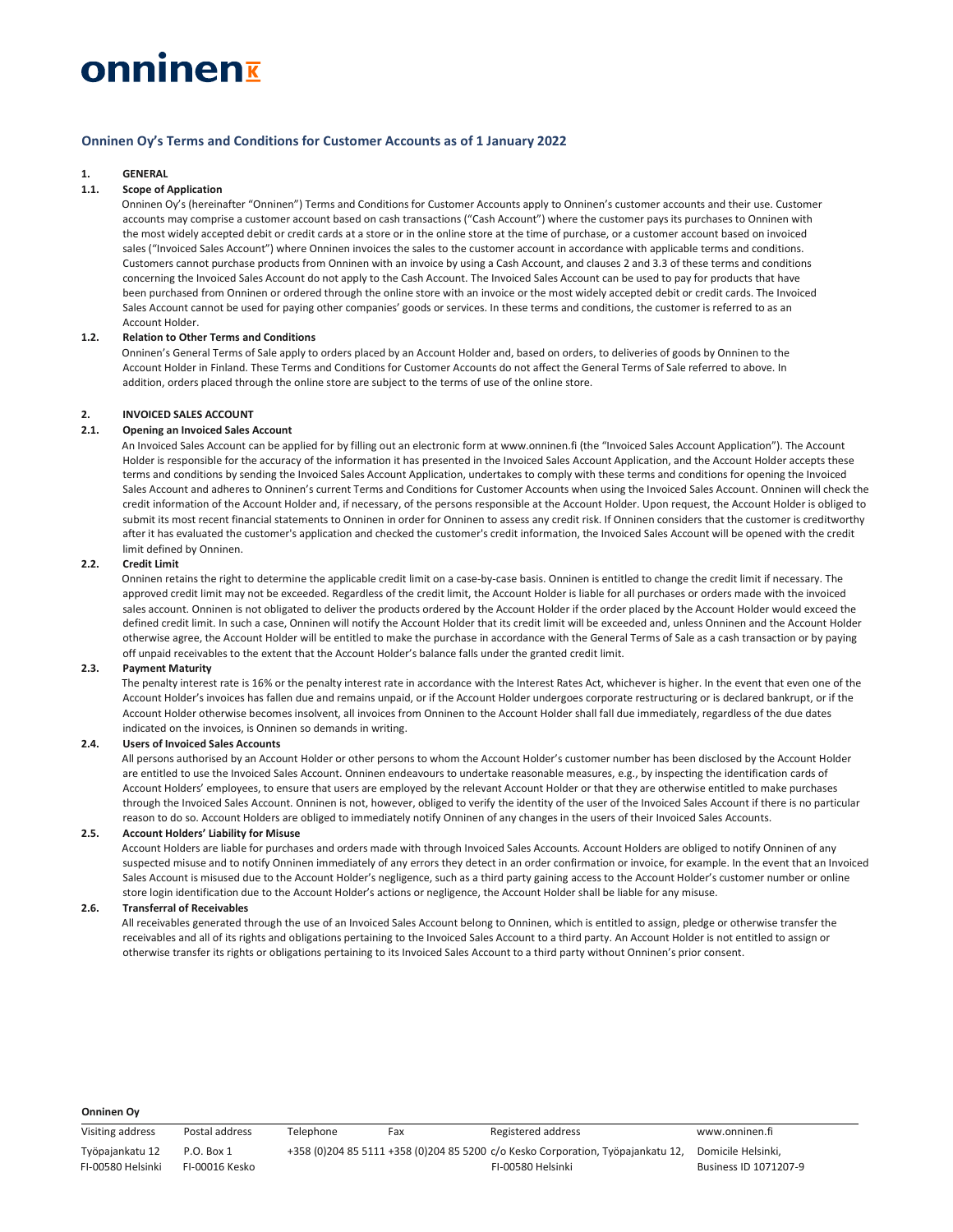# Onninen Oy's Terms and Conditions for Customer Accounts as of 1 January 2022

## 1. GENERAL

### 1.1. Scope of Application

Onninen Oy's (hereinafter "Onninen") Terms and Conditions for Customer Accounts apply to Onninen's customer accounts and their use. Customer accounts may comprise a customer account based on cash transactions ("Cash Account") where the customer pays its purchases to Onninen with the most widely accepted debit or credit cards at a store or in the online store at the time of purchase, or a customer account based on invoiced sales ("Invoiced Sales Account") where Onninen invoices the sales to the customer account in accordance with applicable terms and conditions. Customers cannot purchase products from Onninen with an invoice by using a Cash Account, and clauses 2 and 3.3 of these terms and conditions concerning the Invoiced Sales Account do not apply to the Cash Account. The Invoiced Sales Account can be used to pay for products that have been purchased from Onninen or ordered through the online store with an invoice or the most widely accepted debit or credit cards. The Invoiced Sales Account cannot be used for paying other companies' goods or services. In these terms and conditions, the customer is referred to as an Account Holder.

### 1.2. Relation to Other Terms and Conditions

Onninen's General Terms of Sale apply to orders placed by an Account Holder and, based on orders, to deliveries of goods by Onninen to the Account Holder in Finland. These Terms and Conditions for Customer Accounts do not affect the General Terms of Sale referred to above. In addition, orders placed through the online store are subject to the terms of use of the online store.

## 2. INVOICED SALES ACCOUNT

### 2.1. Opening an Invoiced Sales Account

An Invoiced Sales Account can be applied for by filling out an electronic form at www.onninen.fi (the "Invoiced Sales Account Application"). The Account Holder is responsible for the accuracy of the information it has presented in the Invoiced Sales Account Application, and the Account Holder accepts these terms and conditions by sending the Invoiced Sales Account Application, undertakes to comply with these terms and conditions for opening the Invoiced Sales Account and adheres to Onninen's current Terms and Conditions for Customer Accounts when using the Invoiced Sales Account. Onninen will check the credit information of the Account Holder and, if necessary, of the persons responsible at the Account Holder. Upon request, the Account Holder is obliged to submit its most recent financial statements to Onninen in order for Onninen to assess any credit risk. If Onninen considers that the customer is creditworthy after it has evaluated the customer's application and checked the customer's credit information, the Invoiced Sales Account will be opened with the credit limit defined by Onninen.

### 2.2. Credit Limit

Onninen retains the right to determine the applicable credit limit on a case-by-case basis. Onninen is entitled to change the credit limit if necessary. The approved credit limit may not be exceeded. Regardless of the credit limit, the Account Holder is liable for all purchases or orders made with the invoiced sales account. Onninen is not obligated to deliver the products ordered by the Account Holder if the order placed by the Account Holder would exceed the defined credit limit. In such a case, Onninen will notify the Account Holder that its credit limit will be exceeded and, unless Onninen and the Account Holder otherwise agree, the Account Holder will be entitled to make the purchase in accordance with the General Terms of Sale as a cash transaction or by paying off unpaid receivables to the extent that the Account Holder's balance falls under the granted credit limit.

### 2.3. Payment Maturity

The penalty interest rate is 16% or the penalty interest rate in accordance with the Interest Rates Act, whichever is higher. In the event that even one of the Account Holder's invoices has fallen due and remains unpaid, or if the Account Holder undergoes corporate restructuring or is declared bankrupt, or if the Account Holder otherwise becomes insolvent, all invoices from Onninen to the Account Holder shall fall due immediately, regardless of the due dates indicated on the invoices, is Onninen so demands in writing.

### 2.4. Users of Invoiced Sales Accounts

All persons authorised by an Account Holder or other persons to whom the Account Holder's customer number has been disclosed by the Account Holder are entitled to use the Invoiced Sales Account. Onninen endeavours to undertake reasonable measures, e.g., by inspecting the identification cards of Account Holders' employees, to ensure that users are employed by the relevant Account Holder or that they are otherwise entitled to make purchases through the Invoiced Sales Account. Onninen is not, however, obliged to verify the identity of the user of the Invoiced Sales Account if there is no particular reason to do so. Account Holders are obliged to immediately notify Onninen of any changes in the users of their Invoiced Sales Accounts.

### 2.5. Account Holders' Liability for Misuse

Account Holders are liable for purchases and orders made with through Invoiced Sales Accounts. Account Holders are obliged to notify Onninen of any suspected misuse and to notify Onninen immediately of any errors they detect in an order confirmation or invoice, for example. In the event that an Invoiced Sales Account is misused due to the Account Holder's negligence, such as a third party gaining access to the Account Holder's customer number or online store login identification due to the Account Holder's actions or negligence, the Account Holder shall be liable for any misuse.

### 2.6. Transferral of Receivables

All receivables generated through the use of an Invoiced Sales Account belong to Onninen, which is entitled to assign, pledge or otherwise transfer the receivables and all of its rights and obligations pertaining to the Invoiced Sales Account to a third party. An Account Holder is not entitled to assign or otherwise transfer its rights or obligations pertaining to its Invoiced Sales Account to a third party without Onninen's prior consent.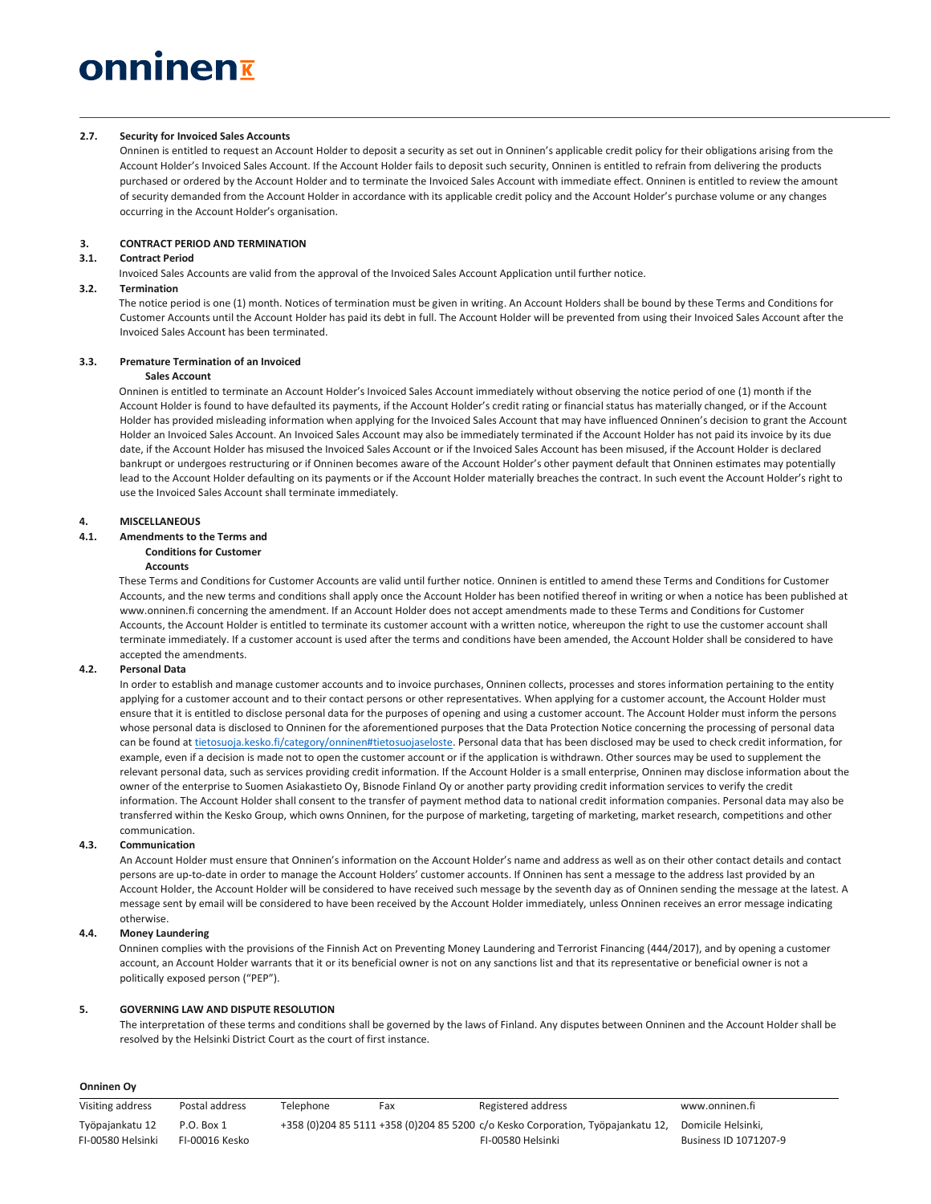### 2.7. Security for Invoiced Sales Accounts

Onninen is entitled to request an Account Holder to deposit a security as set out in Onninen's applicable credit policy for their obligations arising from the Account Holder's Invoiced Sales Account. If the Account Holder fails to deposit such security, Onninen is entitled to refrain from delivering the products purchased or ordered by the Account Holder and to terminate the Invoiced Sales Account with immediate effect. Onninen is entitled to review the amount of security demanded from the Account Holder in accordance with its applicable credit policy and the Account Holder's purchase volume or any changes occurring in the Account Holder's organisation.

## 3. CONTRACT PERIOD AND TERMINATION

### 3.1. Contract Period

Invoiced Sales Accounts are valid from the approval of the Invoiced Sales Account Application until further notice.

### 3.2. Termination

The notice period is one (1) month. Notices of termination must be given in writing. An Account Holders shall be bound by these Terms and Conditions for Customer Accounts until the Account Holder has paid its debt in full. The Account Holder will be prevented from using their Invoiced Sales Account after the Invoiced Sales Account has been terminated.

### 3.3. Premature Termination of an Invoiced Sales Account

Onninen is entitled to terminate an Account Holder's Invoiced Sales Account immediately without observing the notice period of one (1) month if the Account Holder is found to have defaulted its payments, if the Account Holder's credit rating or financial status has materially changed, or if the Account Holder has provided misleading information when applying for the Invoiced Sales Account that may have influenced Onninen's decision to grant the Account Holder an Invoiced Sales Account. An Invoiced Sales Account may also be immediately terminated if the Account Holder has not paid its invoice by its due date, if the Account Holder has misused the Invoiced Sales Account or if the Invoiced Sales Account has been misused, if the Account Holder is declared bankrupt or undergoes restructuring or if Onninen becomes aware of the Account Holder's other payment default that Onninen estimates may potentially lead to the Account Holder defaulting on its payments or if the Account Holder materially breaches the contract. In such event the Account Holder's right to use the Invoiced Sales Account shall terminate immediately.

## 4. MISCELLANEOUS

### 4.1. Amendments to the Terms and Conditions for Customer Accounts

These Terms and Conditions for Customer Accounts are valid until further notice. Onninen is entitled to amend these Terms and Conditions for Customer Accounts, and the new terms and conditions shall apply once the Account Holder has been notified thereof in writing or when a notice has been published at www.onninen.fi concerning the amendment. If an Account Holder does not accept amendments made to these Terms and Conditions for Customer Accounts, the Account Holder is entitled to terminate its customer account with a written notice, whereupon the right to use the customer account shall terminate immediately. If a customer account is used after the terms and conditions have been amended, the Account Holder shall be considered to have accepted the amendments.

### 4.2. Personal Data

In order to establish and manage customer accounts and to invoice purchases, Onninen collects, processes and stores information pertaining to the entity applying for a customer account and to their contact persons or other representatives. When applying for a customer account, the Account Holder must ensure that it is entitled to disclose personal data for the purposes of opening and using a customer account. The Account Holder must inform the persons whose personal data is disclosed to Onninen for the aforementioned purposes that the Data Protection Notice concerning the processing of personal data can be found at tietosuoja.kesko.fi/category/onninen#tietosuojaseloste. Personal data that has been disclosed may be used to check credit information, for example, even if a decision is made not to open the customer account or if the application is withdrawn. Other sources may be used to supplement the relevant personal data, such as services providing credit information. If the Account Holder is a small enterprise, Onninen may disclose information about the owner of the enterprise to Suomen Asiakastieto Oy, Bisnode Finland Oy or another party providing credit information services to verify the credit information. The Account Holder shall consent to the transfer of payment method data to national credit information companies. Personal data may also be transferred within the Kesko Group, which owns Onninen, for the purpose of marketing, targeting of marketing, market research, competitions and other communication.

### 4.3. Communication

An Account Holder must ensure that Onninen's information on the Account Holder's name and address as well as on their other contact details and contact persons are up-to-date in order to manage the Account Holders' customer accounts. If Onninen has sent a message to the address last provided by an Account Holder, the Account Holder will be considered to have received such message by the seventh day as of Onninen sending the message at the latest. A message sent by email will be considered to have been received by the Account Holder immediately, unless Onninen receives an error message indicating otherwise.

### 4.4. Money Laundering

Onninen complies with the provisions of the Finnish Act on Preventing Money Laundering and Terrorist Financing (444/2017), and by opening a customer account, an Account Holder warrants that it or its beneficial owner is not on any sanctions list and that its representative or beneficial owner is not a politically exposed person ("PEP").

## 5. GOVERNING LAW AND DISPUTE RESOLUTION

The interpretation of these terms and conditions shall be governed by the laws of Finland. Any disputes between Onninen and the Account Holder shall be resolved by the Helsinki District Court as the court of first instance.

**Onninen Oy**

| Visiting address | Postal address | Telephone | Fax | Registered address | www.onninen.fi |
|---|---|---|---|---|---|
| Työpajankatu 12<br>FI-00580 Helsinki | P.O. Box 1<br>FI-00016 Kesko | +358 (0)204 85 5111 | +358 (0)204 85 5200 | c/o Kesko Corporation, Työpajankatu 12,<br>FI-00580 Helsinki | Domicile Helsinki,<br>Business ID 1071207-9 |